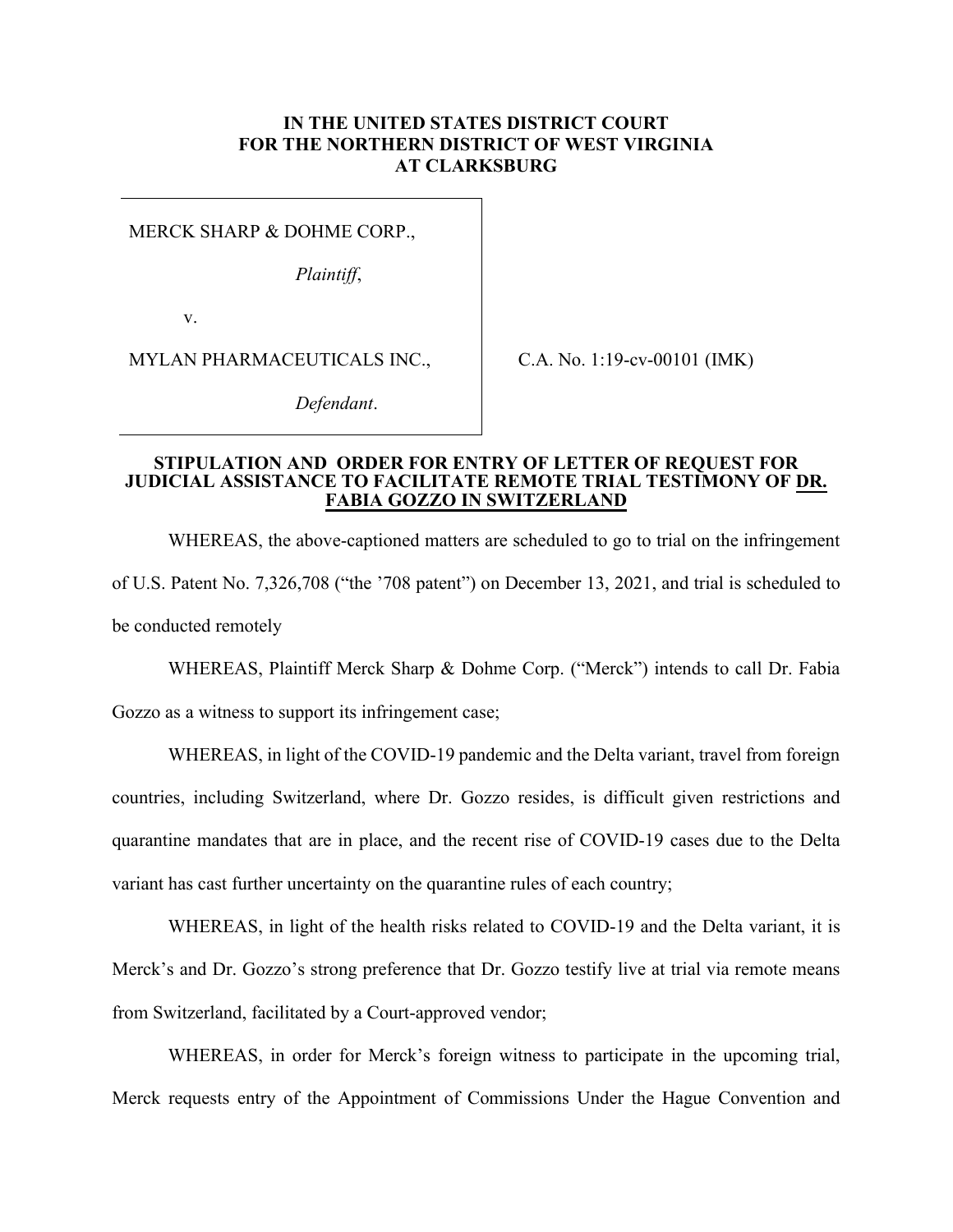**IN THE UNITED STATES DISTRICT COURT**
**FOR THE NORTHERN DISTRICT OF WEST VIRGINIA**
**AT CLARKSBURG**

| | |
|---|---|
| MERCK SHARP & DOHME CORP., *Plaintiff*, v. MYLAN PHARMACEUTICALS INC., *Defendant*. | C.A. No. 1:19-cv-00101 (IMK) |

**STIPULATION AND ORDER FOR ENTRY OF LETTER OF REQUEST FOR JUDICIAL ASSISTANCE TO FACILITATE REMOTE TRIAL TESTIMONY OF DR. FABIA GOZZO IN SWITZERLAND**

WHEREAS, the above-captioned matters are scheduled to go to trial on the infringement of U.S. Patent No. 7,326,708 ("the '708 patent") on December 13, 2021, and trial is scheduled to be conducted remotely

WHEREAS, Plaintiff Merck Sharp & Dohme Corp. ("Merck") intends to call Dr. Fabia Gozzo as a witness to support its infringement case;

WHEREAS, in light of the COVID-19 pandemic and the Delta variant, travel from foreign countries, including Switzerland, where Dr. Gozzo resides, is difficult given restrictions and quarantine mandates that are in place, and the recent rise of COVID-19 cases due to the Delta variant has cast further uncertainty on the quarantine rules of each country;

WHEREAS, in light of the health risks related to COVID-19 and the Delta variant, it is Merck's and Dr. Gozzo's strong preference that Dr. Gozzo testify live at trial via remote means from Switzerland, facilitated by a Court-approved vendor;

WHEREAS, in order for Merck's foreign witness to participate in the upcoming trial, Merck requests entry of the Appointment of Commissions Under the Hague Convention and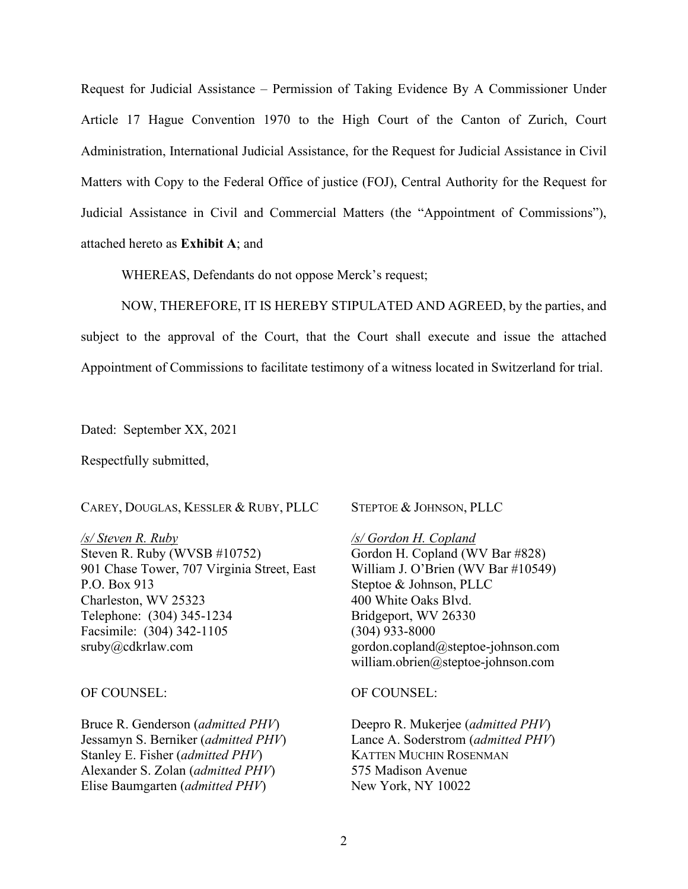Request for Judicial Assistance – Permission of Taking Evidence By A Commissioner Under Article 17 Hague Convention 1970 to the High Court of the Canton of Zurich, Court Administration, International Judicial Assistance, for the Request for Judicial Assistance in Civil Matters with Copy to the Federal Office of justice (FOJ), Central Authority for the Request for Judicial Assistance in Civil and Commercial Matters (the "Appointment of Commissions"), attached hereto as **Exhibit A**; and

WHEREAS, Defendants do not oppose Merck's request;

NOW, THEREFORE, IT IS HEREBY STIPULATED AND AGREED, by the parties, and subject to the approval of the Court, that the Court shall execute and issue the attached Appointment of Commissions to facilitate testimony of a witness located in Switzerland for trial.

Dated: September XX, 2021

Respectfully submitted,

CAREY, DOUGLAS, KESSLER & RUBY, PLLC

*/s/ Steven R. Ruby*
Steven R. Ruby (WVSB #10752)
901 Chase Tower, 707 Virginia Street, East
P.O. Box 913
Charleston, WV 25323
Telephone: (304) 345-1234
Facsimile: (304) 342-1105
sruby@cdkrlaw.com

OF COUNSEL:

Bruce R. Genderson (*admitted PHV*)
Jessamyn S. Berniker (*admitted PHV*)
Stanley E. Fisher (*admitted PHV*)
Alexander S. Zolan (*admitted PHV*)
Elise Baumgarten (*admitted PHV*)

STEPTOE & JOHNSON, PLLC

*/s/ Gordon H. Copland*
Gordon H. Copland (WV Bar #828)
William J. O'Brien (WV Bar #10549)
Steptoe & Johnson, PLLC
400 White Oaks Blvd.
Bridgeport, WV 26330
(304) 933-8000
gordon.copland@steptoe-johnson.com
william.obrien@steptoe-johnson.com

OF COUNSEL:

Deepro R. Mukerjee (*admitted PHV*)
Lance A. Soderstrom (*admitted PHV*)
KATTEN MUCHIN ROSENMAN
575 Madison Avenue
New York, NY 10022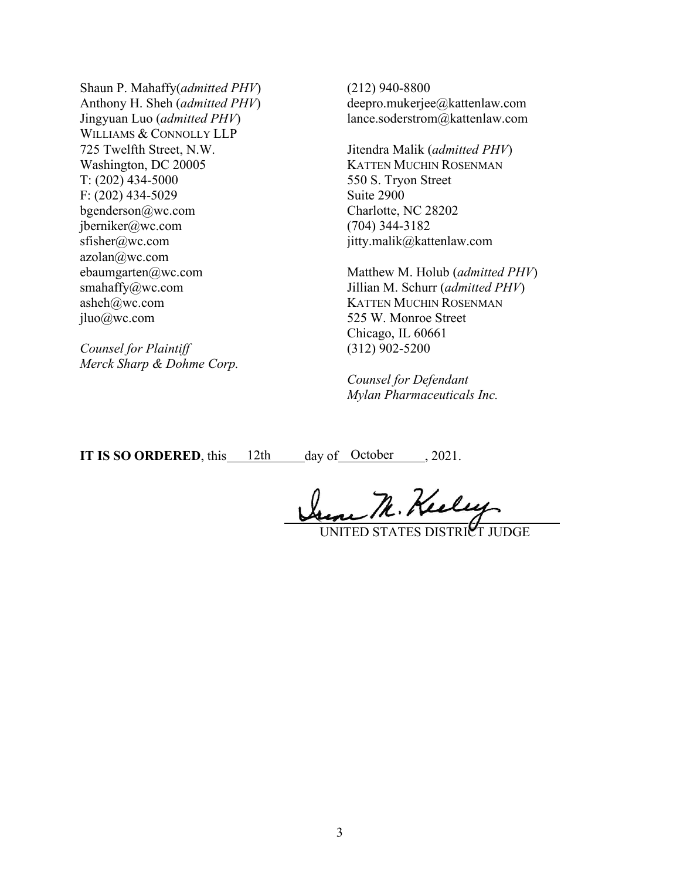Shaun P. Mahaffy(*admitted PHV*)
Anthony H. Sheh (*admitted PHV*)
Jingyuan Luo (*admitted PHV*)
WILLIAMS & CONNOLLY LLP
725 Twelfth Street, N.W.
Washington, DC 20005
T: (202) 434-5000
F: (202) 434-5029
bgenderson@wc.com
jberniker@wc.com
sfisher@wc.com
azolan@wc.com
ebaumgarten@wc.com
smahaffy@wc.com
asheh@wc.com
jluo@wc.com

*Counsel for Plaintiff*
*Merck Sharp & Dohme Corp.*

(212) 940-8800
deepro.mukerjee@kattenlaw.com
lance.soderstrom@kattenlaw.com

Jitendra Malik (*admitted PHV*)
KATTEN MUCHIN ROSENMAN
550 S. Tryon Street
Suite 2900
Charlotte, NC 28202
(704) 344-3182
jitty.malik@kattenlaw.com

Matthew M. Holub (*admitted PHV*)
Jillian M. Schurr (*admitted PHV*)
KATTEN MUCHIN ROSENMAN
525 W. Monroe Street
Chicago, IL 60661
(312) 902-5200

*Counsel for Defendant*
*Mylan Pharmaceuticals Inc.*

**IT IS SO ORDERED**, this 12th day of October, 2021.

Irene M. Keeley

UNITED STATES DISTRICT JUDGE